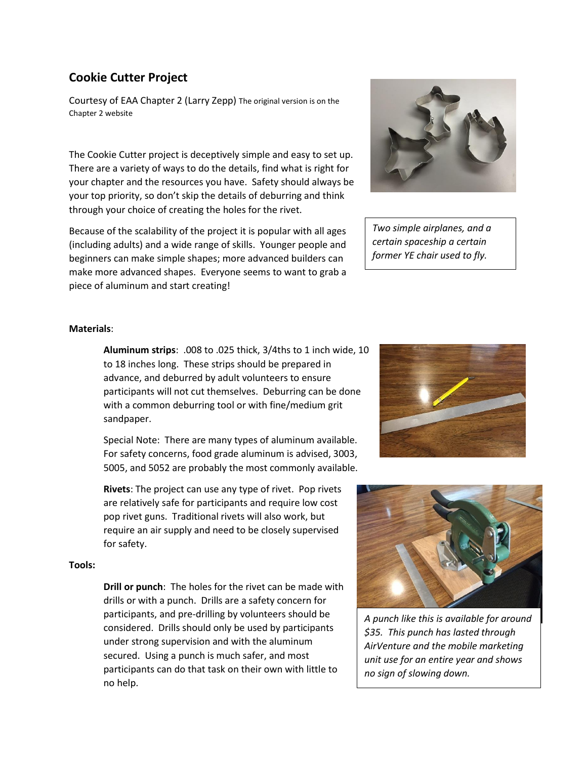# Cookie Cutter Project

Courtesy of EAA Chapter 2 (Larry Zepp) The original version is on the Chapter 2 website

The Cookie Cutter project is deceptively simple and easy to set up. There are a variety of ways to do the details, find what is right for your chapter and the resources you have. Safety should always be your top priority, so don't skip the details of deburring and think through your choice of creating the holes for the rivet.

Because of the scalability of the project it is popular with all ages (including adults) and a wide range of skills. Younger people and beginners can make simple shapes; more advanced builders can make more advanced shapes. Everyone seems to want to grab a piece of aluminum and start creating!

*Two simple airplanes, and a certain spaceship a certain former YE chair used to fly.*

**Materials**:

**Aluminum strips**: .008 to .025 thick, 3/4ths to 1 inch wide, 10 to 18 inches long. These strips should be prepared in advance, and deburred by adult volunteers to ensure participants will not cut themselves. Deburring can be done with a common deburring tool or with fine/medium grit sandpaper.

Special Note: There are many types of aluminum available. For safety concerns, food grade aluminum is advised, 3003, 5005, and 5052 are probably the most commonly available.

**Rivets**: The project can use any type of rivet. Pop rivets are relatively safe for participants and require low cost pop rivet guns. Traditional rivets will also work, but require an air supply and need to be closely supervised for safety.

**Tools:**

**Drill or punch**: The holes for the rivet can be made with drills or with a punch. Drills are a safety concern for participants, and pre-drilling by volunteers should be considered. Drills should only be used by participants under strong supervision and with the aluminum secured. Using a punch is much safer, and most participants can do that task on their own with little to no help.

*A punch like this is available for around $35. This punch has lasted through AirVenture and the mobile marketing unit use for an entire year and shows no sign of slowing down.*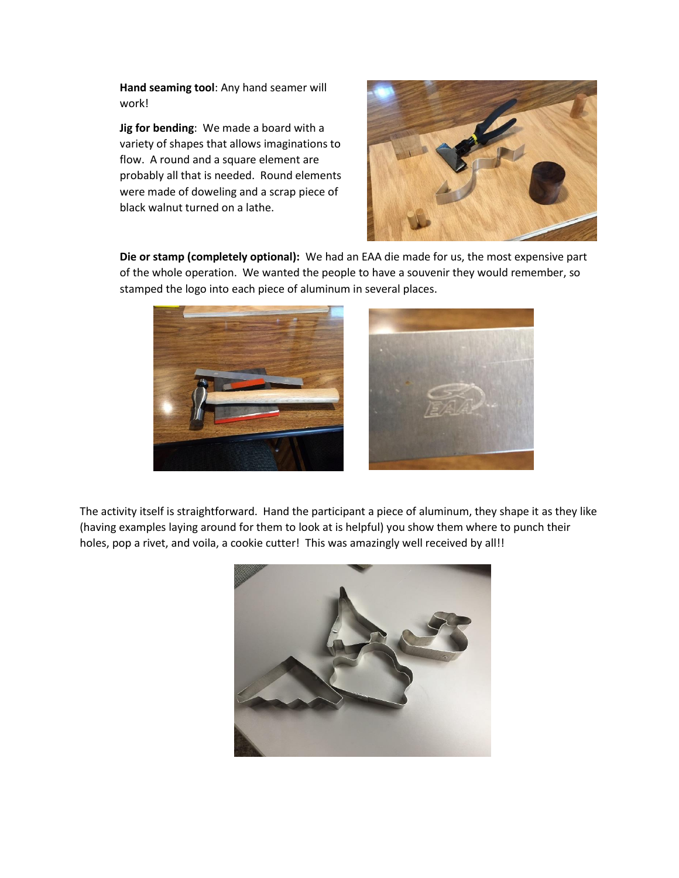**Hand seaming tool**: Any hand seamer will work!

**Jig for bending**: We made a board with a variety of shapes that allows imaginations to flow. A round and a square element are probably all that is needed. Round elements were made of doweling and a scrap piece of black walnut turned on a lathe.

**Die or stamp (completely optional):** We had an EAA die made for us, the most expensive part of the whole operation. We wanted the people to have a souvenir they would remember, so stamped the logo into each piece of aluminum in several places.

The activity itself is straightforward. Hand the participant a piece of aluminum, they shape it as they like (having examples laying around for them to look at is helpful) you show them where to punch their holes, pop a rivet, and voila, a cookie cutter! This was amazingly well received by all!!